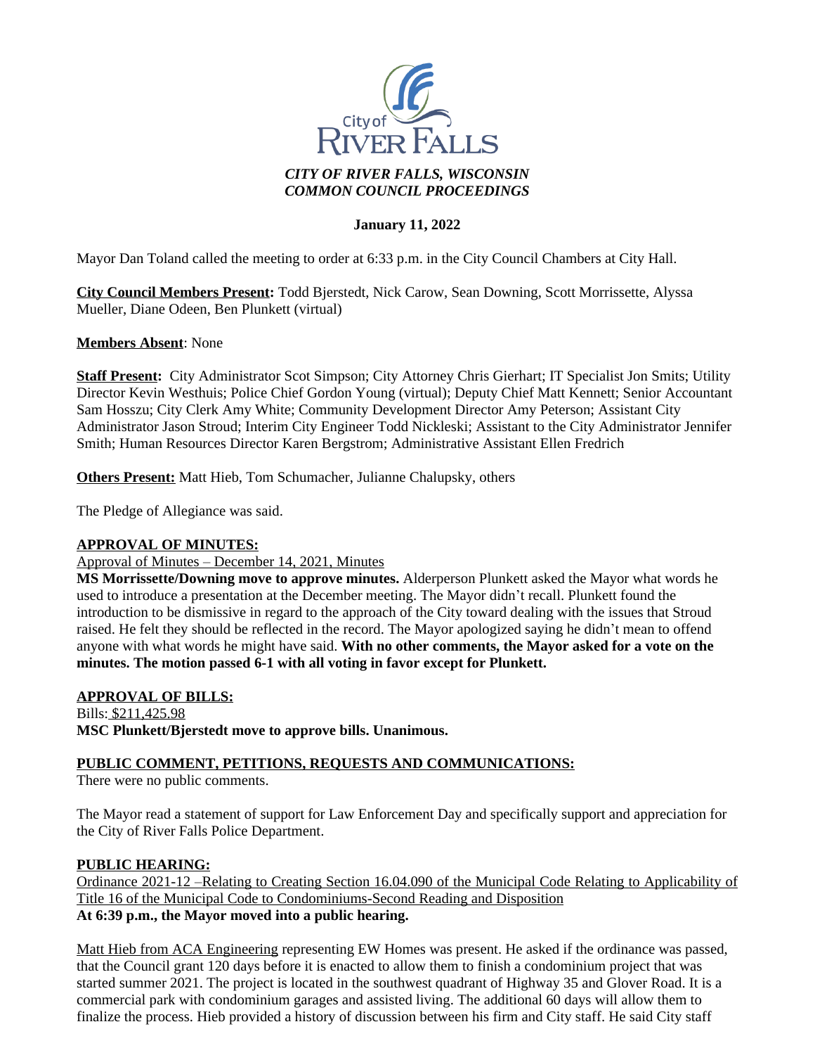*CITY OF RIVER FALLS, WISCONSIN*
*COMMON COUNCIL PROCEEDINGS*

**January 11, 2022**

Mayor Dan Toland called the meeting to order at 6:33 p.m. in the City Council Chambers at City Hall.

**City Council Members Present:** Todd Bjerstedt, Nick Carow, Sean Downing, Scott Morrissette, Alyssa Mueller, Diane Odeen, Ben Plunkett (virtual)

**Members Absent**: None

**Staff Present:** City Administrator Scot Simpson; City Attorney Chris Gierhart; IT Specialist Jon Smits; Utility Director Kevin Westhuis; Police Chief Gordon Young (virtual); Deputy Chief Matt Kennett; Senior Accountant Sam Hosszu; City Clerk Amy White; Community Development Director Amy Peterson; Assistant City Administrator Jason Stroud; Interim City Engineer Todd Nickleski; Assistant to the City Administrator Jennifer Smith; Human Resources Director Karen Bergstrom; Administrative Assistant Ellen Fredrich

**Others Present:** Matt Hieb, Tom Schumacher, Julianne Chalupsky, others

The Pledge of Allegiance was said.

## APPROVAL OF MINUTES:

Approval of Minutes – December 14, 2021, Minutes

**MS Morrissette/Downing move to approve minutes.** Alderperson Plunkett asked the Mayor what words he used to introduce a presentation at the December meeting. The Mayor didn't recall. Plunkett found the introduction to be dismissive in regard to the approach of the City toward dealing with the issues that Stroud raised. He felt they should be reflected in the record. The Mayor apologized saying he didn't mean to offend anyone with what words he might have said. **With no other comments, the Mayor asked for a vote on the minutes. The motion passed 6-1 with all voting in favor except for Plunkett.**

## APPROVAL OF BILLS:

Bills: $211,425.98

**MSC Plunkett/Bjerstedt move to approve bills. Unanimous.**

## PUBLIC COMMENT, PETITIONS, REQUESTS AND COMMUNICATIONS:

There were no public comments.

The Mayor read a statement of support for Law Enforcement Day and specifically support and appreciation for the City of River Falls Police Department.

## PUBLIC HEARING:

Ordinance 2021-12 –Relating to Creating Section 16.04.090 of the Municipal Code Relating to Applicability of Title 16 of the Municipal Code to Condominiums-Second Reading and Disposition

**At 6:39 p.m., the Mayor moved into a public hearing.**

Matt Hieb from ACA Engineering representing EW Homes was present. He asked if the ordinance was passed, that the Council grant 120 days before it is enacted to allow them to finish a condominium project that was started summer 2021. The project is located in the southwest quadrant of Highway 35 and Glover Road. It is a commercial park with condominium garages and assisted living. The additional 60 days will allow them to finalize the process. Hieb provided a history of discussion between his firm and City staff. He said City staff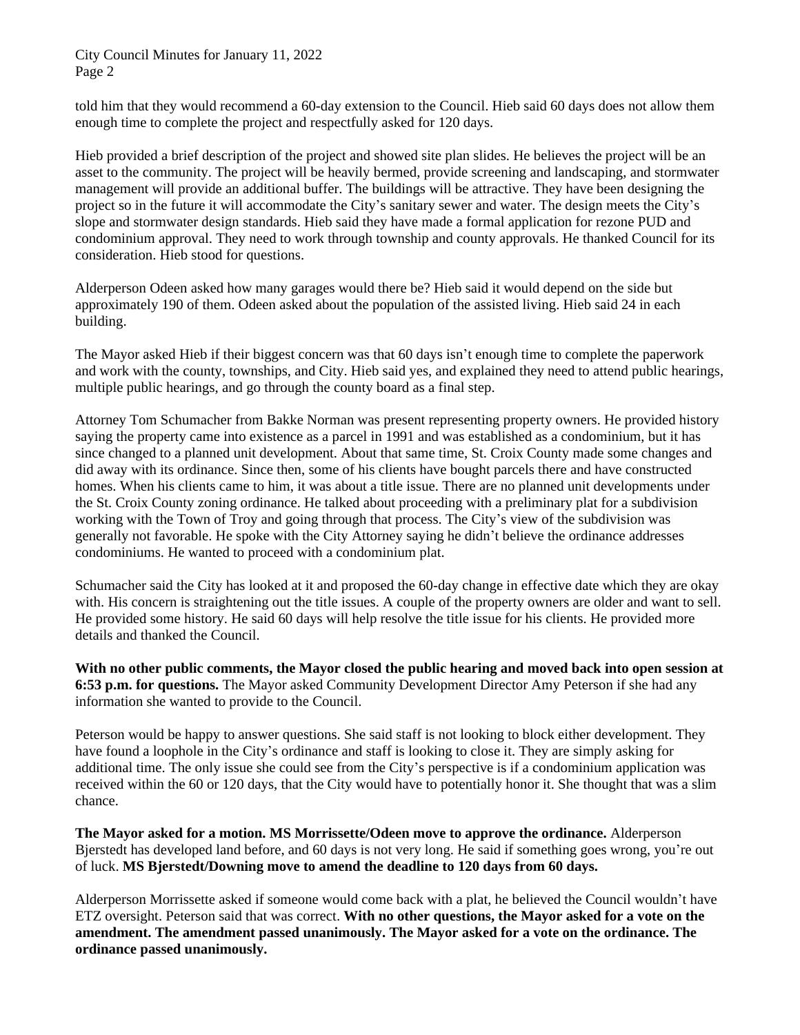told him that they would recommend a 60-day extension to the Council. Hieb said 60 days does not allow them enough time to complete the project and respectfully asked for 120 days.

Hieb provided a brief description of the project and showed site plan slides. He believes the project will be an asset to the community. The project will be heavily bermed, provide screening and landscaping, and stormwater management will provide an additional buffer. The buildings will be attractive. They have been designing the project so in the future it will accommodate the City's sanitary sewer and water. The design meets the City's slope and stormwater design standards. Hieb said they have made a formal application for rezone PUD and condominium approval. They need to work through township and county approvals. He thanked Council for its consideration. Hieb stood for questions.

Alderperson Odeen asked how many garages would there be? Hieb said it would depend on the side but approximately 190 of them. Odeen asked about the population of the assisted living. Hieb said 24 in each building.

The Mayor asked Hieb if their biggest concern was that 60 days isn't enough time to complete the paperwork and work with the county, townships, and City. Hieb said yes, and explained they need to attend public hearings, multiple public hearings, and go through the county board as a final step.

Attorney Tom Schumacher from Bakke Norman was present representing property owners. He provided history saying the property came into existence as a parcel in 1991 and was established as a condominium, but it has since changed to a planned unit development. About that same time, St. Croix County made some changes and did away with its ordinance. Since then, some of his clients have bought parcels there and have constructed homes. When his clients came to him, it was about a title issue. There are no planned unit developments under the St. Croix County zoning ordinance. He talked about proceeding with a preliminary plat for a subdivision working with the Town of Troy and going through that process. The City's view of the subdivision was generally not favorable. He spoke with the City Attorney saying he didn't believe the ordinance addresses condominiums. He wanted to proceed with a condominium plat.

Schumacher said the City has looked at it and proposed the 60-day change in effective date which they are okay with. His concern is straightening out the title issues. A couple of the property owners are older and want to sell. He provided some history. He said 60 days will help resolve the title issue for his clients. He provided more details and thanked the Council.

**With no other public comments, the Mayor closed the public hearing and moved back into open session at 6:53 p.m. for questions.** The Mayor asked Community Development Director Amy Peterson if she had any information she wanted to provide to the Council.

Peterson would be happy to answer questions. She said staff is not looking to block either development. They have found a loophole in the City's ordinance and staff is looking to close it. They are simply asking for additional time. The only issue she could see from the City's perspective is if a condominium application was received within the 60 or 120 days, that the City would have to potentially honor it. She thought that was a slim chance.

**The Mayor asked for a motion. MS Morrissette/Odeen move to approve the ordinance.** Alderperson Bjerstedt has developed land before, and 60 days is not very long. He said if something goes wrong, you're out of luck. **MS Bjerstedt/Downing move to amend the deadline to 120 days from 60 days.**

Alderperson Morrissette asked if someone would come back with a plat, he believed the Council wouldn't have ETZ oversight. Peterson said that was correct. **With no other questions, the Mayor asked for a vote on the amendment. The amendment passed unanimously. The Mayor asked for a vote on the ordinance. The ordinance passed unanimously.**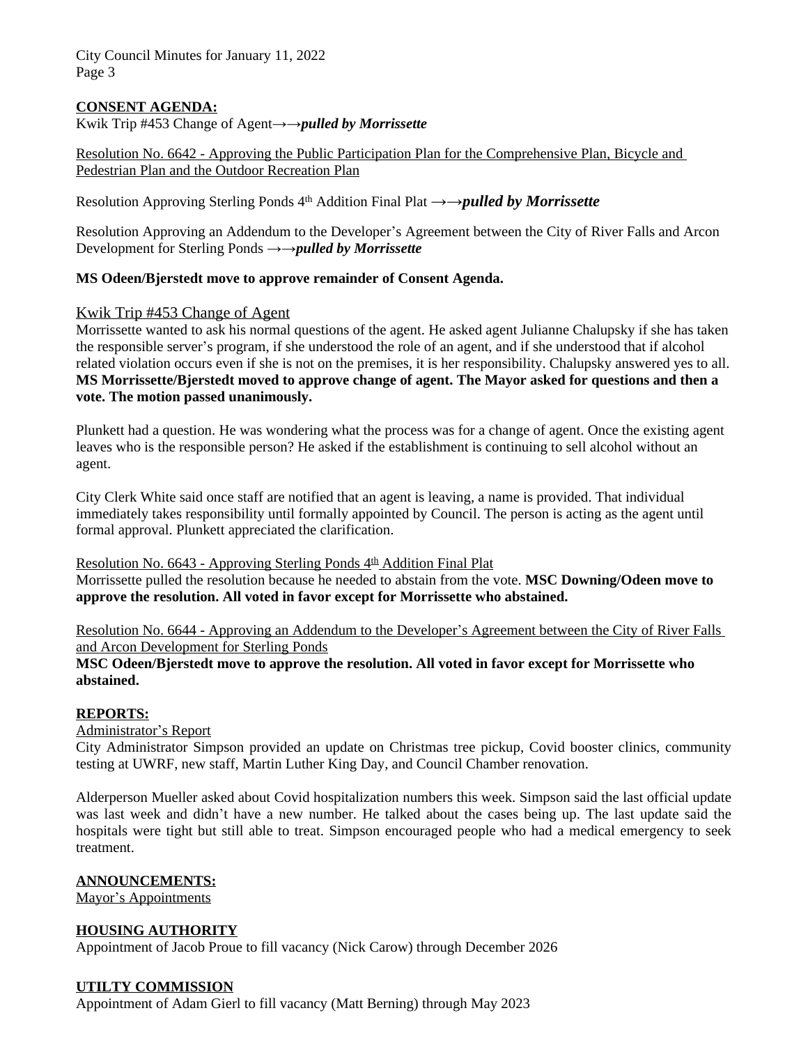**CONSENT AGENDA:**

Kwik Trip #453 Change of Agent→→***pulled by Morrissette***

Resolution No. 6642 - Approving the Public Participation Plan for the Comprehensive Plan, Bicycle and Pedestrian Plan and the Outdoor Recreation Plan

Resolution Approving Sterling Ponds 4th Addition Final Plat →→***pulled by Morrissette***

Resolution Approving an Addendum to the Developer's Agreement between the City of River Falls and Arcon Development for Sterling Ponds →→***pulled by Morrissette***

**MS Odeen/Bjerstedt move to approve remainder of Consent Agenda.**

Kwik Trip #453 Change of Agent

Morrissette wanted to ask his normal questions of the agent. He asked agent Julianne Chalupsky if she has taken the responsible server's program, if she understood the role of an agent, and if she understood that if alcohol related violation occurs even if she is not on the premises, it is her responsibility. Chalupsky answered yes to all. **MS Morrissette/Bjerstedt moved to approve change of agent. The Mayor asked for questions and then a vote. The motion passed unanimously.**

Plunkett had a question. He was wondering what the process was for a change of agent. Once the existing agent leaves who is the responsible person? He asked if the establishment is continuing to sell alcohol without an agent.

City Clerk White said once staff are notified that an agent is leaving, a name is provided. That individual immediately takes responsibility until formally appointed by Council. The person is acting as the agent until formal approval. Plunkett appreciated the clarification.

Resolution No. 6643 - Approving Sterling Ponds 4th Addition Final Plat

Morrissette pulled the resolution because he needed to abstain from the vote. **MSC Downing/Odeen move to approve the resolution. All voted in favor except for Morrissette who abstained.**

Resolution No. 6644 - Approving an Addendum to the Developer's Agreement between the City of River Falls and Arcon Development for Sterling Ponds

**MSC Odeen/Bjerstedt move to approve the resolution. All voted in favor except for Morrissette who abstained.**

**REPORTS:**

Administrator's Report

City Administrator Simpson provided an update on Christmas tree pickup, Covid booster clinics, community testing at UWRF, new staff, Martin Luther King Day, and Council Chamber renovation.

Alderperson Mueller asked about Covid hospitalization numbers this week. Simpson said the last official update was last week and didn't have a new number. He talked about the cases being up. The last update said the hospitals were tight but still able to treat. Simpson encouraged people who had a medical emergency to seek treatment.

**ANNOUNCEMENTS:**

Mayor's Appointments

**HOUSING AUTHORITY**

Appointment of Jacob Proue to fill vacancy (Nick Carow) through December 2026

**UTILTY COMMISSION**

Appointment of Adam Gierl to fill vacancy (Matt Berning) through May 2023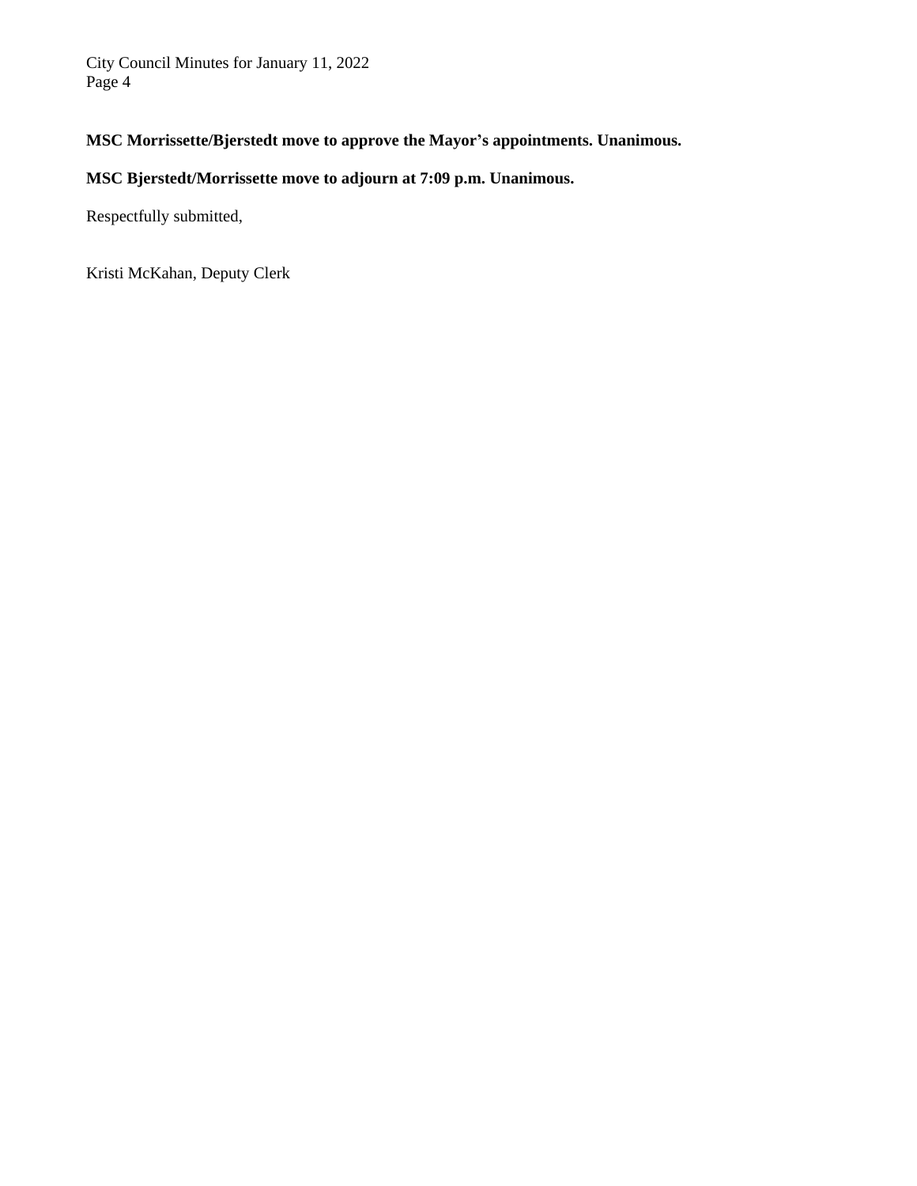**MSC Morrissette/Bjerstedt move to approve the Mayor's appointments. Unanimous.**

**MSC Bjerstedt/Morrissette move to adjourn at 7:09 p.m. Unanimous.**

Respectfully submitted,

Kristi McKahan, Deputy Clerk